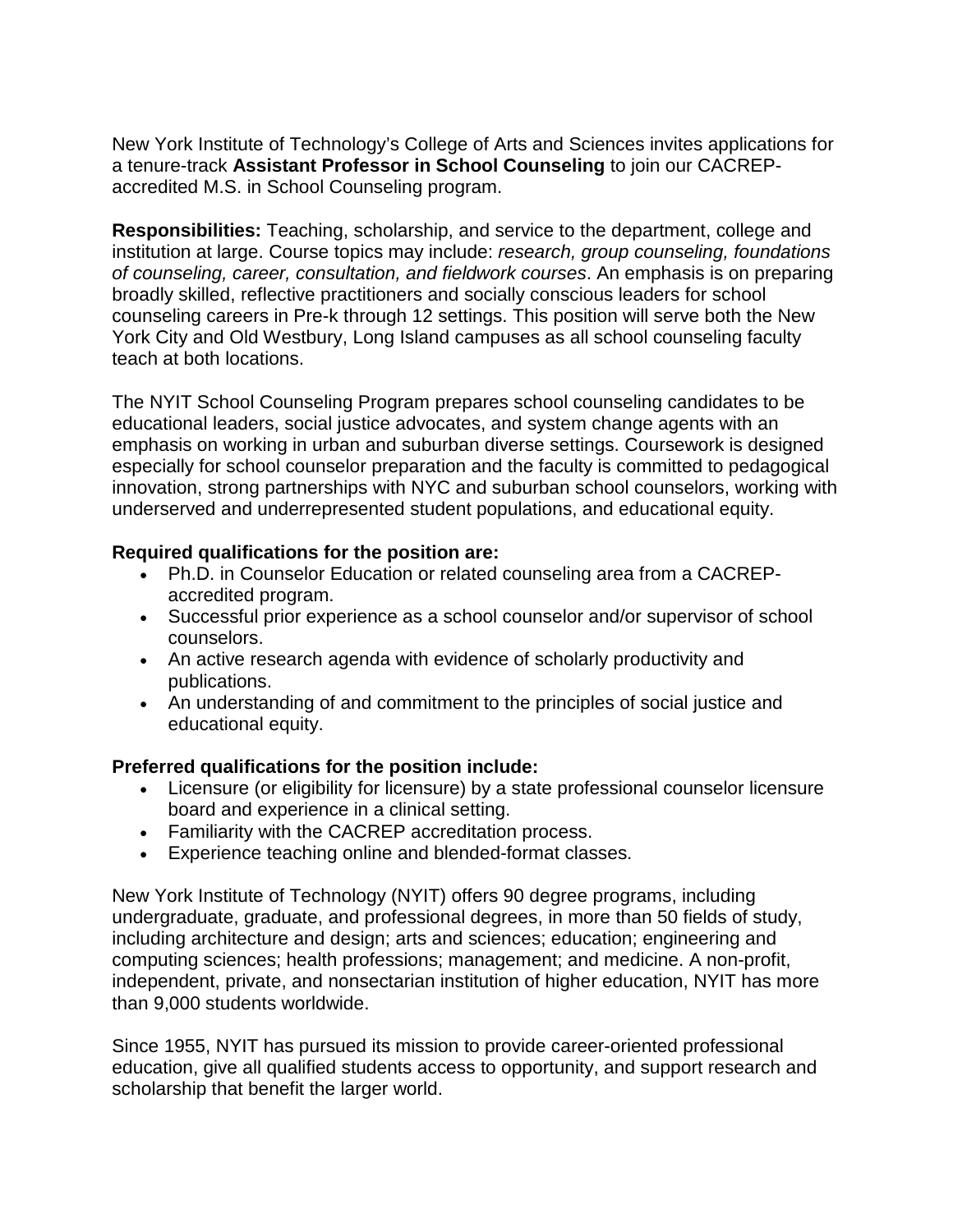New York Institute of Technology's College of Arts and Sciences invites applications for a tenure-track **Assistant Professor in School Counseling** to join our CACREP-accredited M.S. in School Counseling program.

**Responsibilities:** Teaching, scholarship, and service to the department, college and institution at large. Course topics may include: *research, group counseling, foundations of counseling, career, consultation, and fieldwork courses*. An emphasis is on preparing broadly skilled, reflective practitioners and socially conscious leaders for school counseling careers in Pre-k through 12 settings. This position will serve both the New York City and Old Westbury, Long Island campuses as all school counseling faculty teach at both locations.

The NYIT School Counseling Program prepares school counseling candidates to be educational leaders, social justice advocates, and system change agents with an emphasis on working in urban and suburban diverse settings. Coursework is designed especially for school counselor preparation and the faculty is committed to pedagogical innovation, strong partnerships with NYC and suburban school counselors, working with underserved and underrepresented student populations, and educational equity.

**Required qualifications for the position are:**

- Ph.D. in Counselor Education or related counseling area from a CACREP-accredited program.
- Successful prior experience as a school counselor and/or supervisor of school counselors.
- An active research agenda with evidence of scholarly productivity and publications.
- An understanding of and commitment to the principles of social justice and educational equity.

**Preferred qualifications for the position include:**

- Licensure (or eligibility for licensure) by a state professional counselor licensure board and experience in a clinical setting.
- Familiarity with the CACREP accreditation process.
- Experience teaching online and blended-format classes.

New York Institute of Technology (NYIT) offers 90 degree programs, including undergraduate, graduate, and professional degrees, in more than 50 fields of study, including architecture and design; arts and sciences; education; engineering and computing sciences; health professions; management; and medicine. A non-profit, independent, private, and nonsectarian institution of higher education, NYIT has more than 9,000 students worldwide.

Since 1955, NYIT has pursued its mission to provide career-oriented professional education, give all qualified students access to opportunity, and support research and scholarship that benefit the larger world.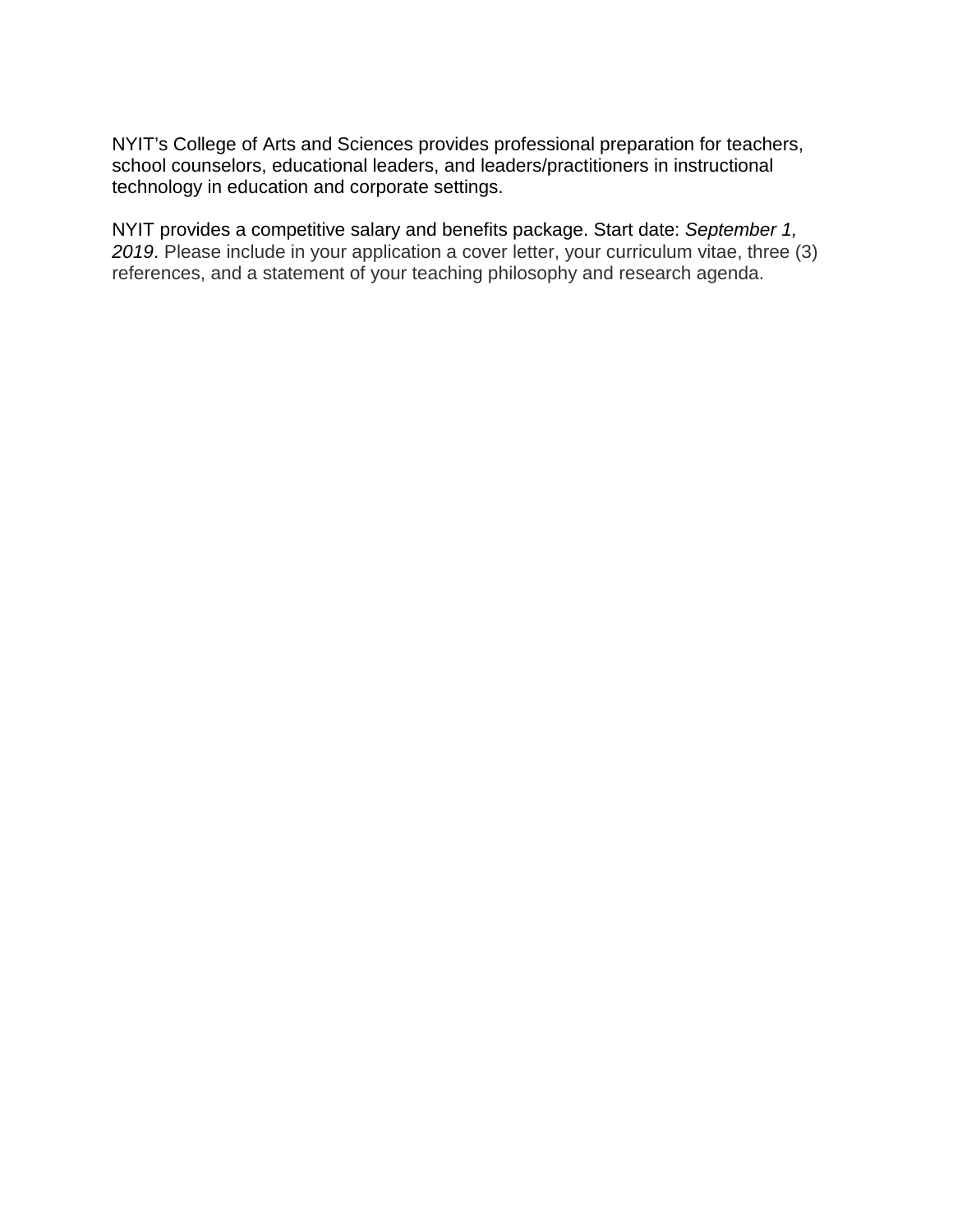NYIT's College of Arts and Sciences provides professional preparation for teachers, school counselors, educational leaders, and leaders/practitioners in instructional technology in education and corporate settings.

NYIT provides a competitive salary and benefits package. Start date: *September 1, 2019*. Please include in your application a cover letter, your curriculum vitae, three (3) references, and a statement of your teaching philosophy and research agenda.